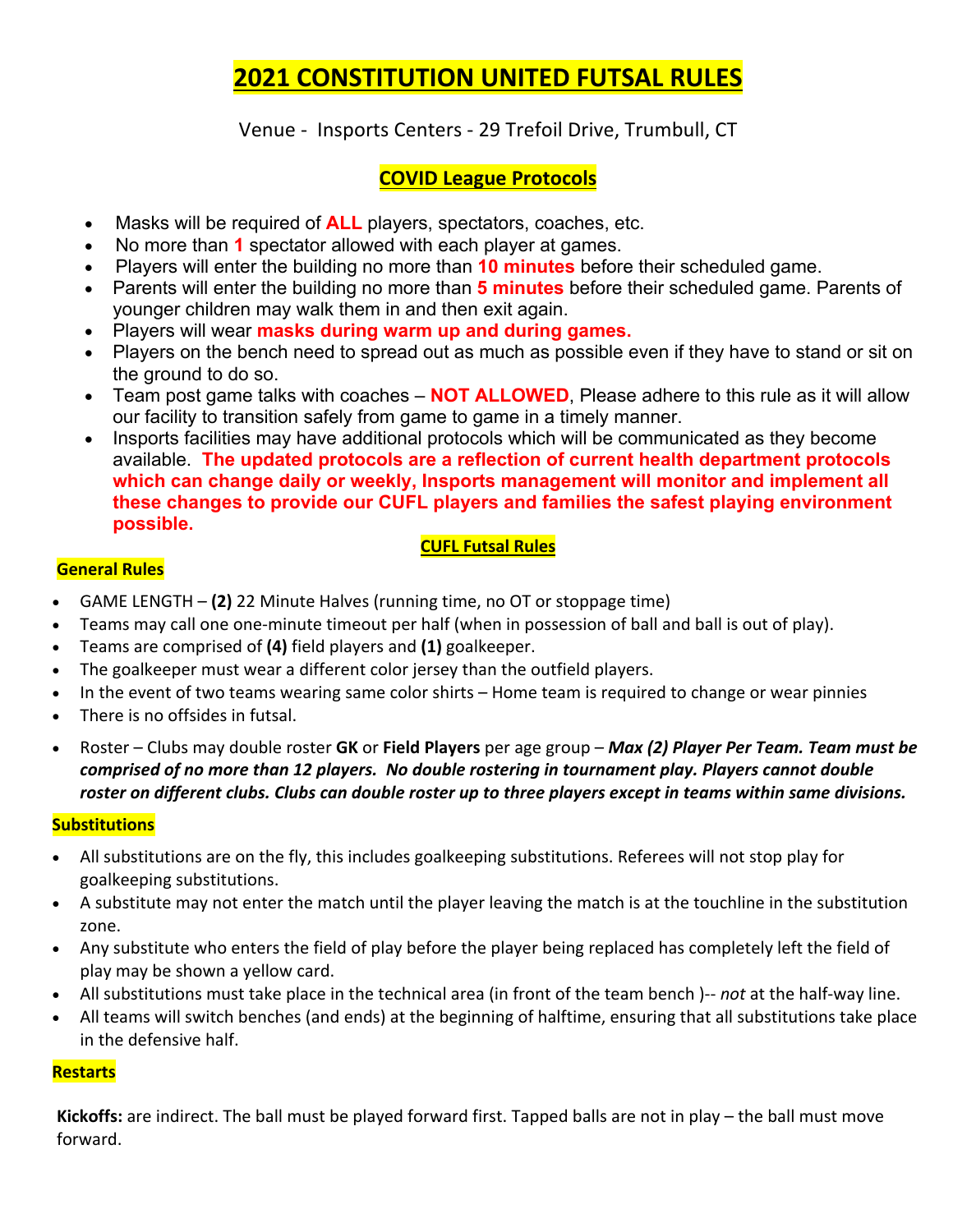# 2021 CONSTITUTION UNITED FUTSAL RULES

Venue - Insports Centers - 29 Trefoil Drive, Trumbull, CT

## COVID League Protocols

- Masks will be required of **ALL** players, spectators, coaches, etc.
- No more than **1** spectator allowed with each player at games.
- Players will enter the building no more than **10 minutes** before their scheduled game.
- Parents will enter the building no more than **5 minutes** before their scheduled game. Parents of younger children may walk them in and then exit again.
- Players will wear **masks during warm up and during games.**
- Players on the bench need to spread out as much as possible even if they have to stand or sit on the ground to do so.
- Team post game talks with coaches – **NOT ALLOWED**, Please adhere to this rule as it will allow our facility to transition safely from game to game in a timely manner.
- Insports facilities may have additional protocols which will be communicated as they become available. **The updated protocols are a reflection of current health department protocols which can change daily or weekly, Insports management will monitor and implement all these changes to provide our CUFL players and families the safest playing environment possible.**

## CUFL Futsal Rules

### General Rules

- GAME LENGTH – **(2)** 22 Minute Halves (running time, no OT or stoppage time)
- Teams may call one one-minute timeout per half (when in possession of ball and ball is out of play).
- Teams are comprised of **(4)** field players and **(1)** goalkeeper.
- The goalkeeper must wear a different color jersey than the outfield players.
- In the event of two teams wearing same color shirts – Home team is required to change or wear pinnies
- There is no offsides in futsal.
- Roster – Clubs may double roster **GK** or **Field Players** per age group – ***Max (2) Player Per Team. Team must be comprised of no more than 12 players. No double rostering in tournament play. Players cannot double roster on different clubs. Clubs can double roster up to three players except in teams within same divisions.***

### Substitutions

- All substitutions are on the fly, this includes goalkeeping substitutions. Referees will not stop play for goalkeeping substitutions.
- A substitute may not enter the match until the player leaving the match is at the touchline in the substitution zone.
- Any substitute who enters the field of play before the player being replaced has completely left the field of play may be shown a yellow card.
- All substitutions must take place in the technical area (in front of the team bench )-- *not* at the half-way line.
- All teams will switch benches (and ends) at the beginning of halftime, ensuring that all substitutions take place in the defensive half.

### Restarts

**Kickoffs:** are indirect. The ball must be played forward first. Tapped balls are not in play – the ball must move forward.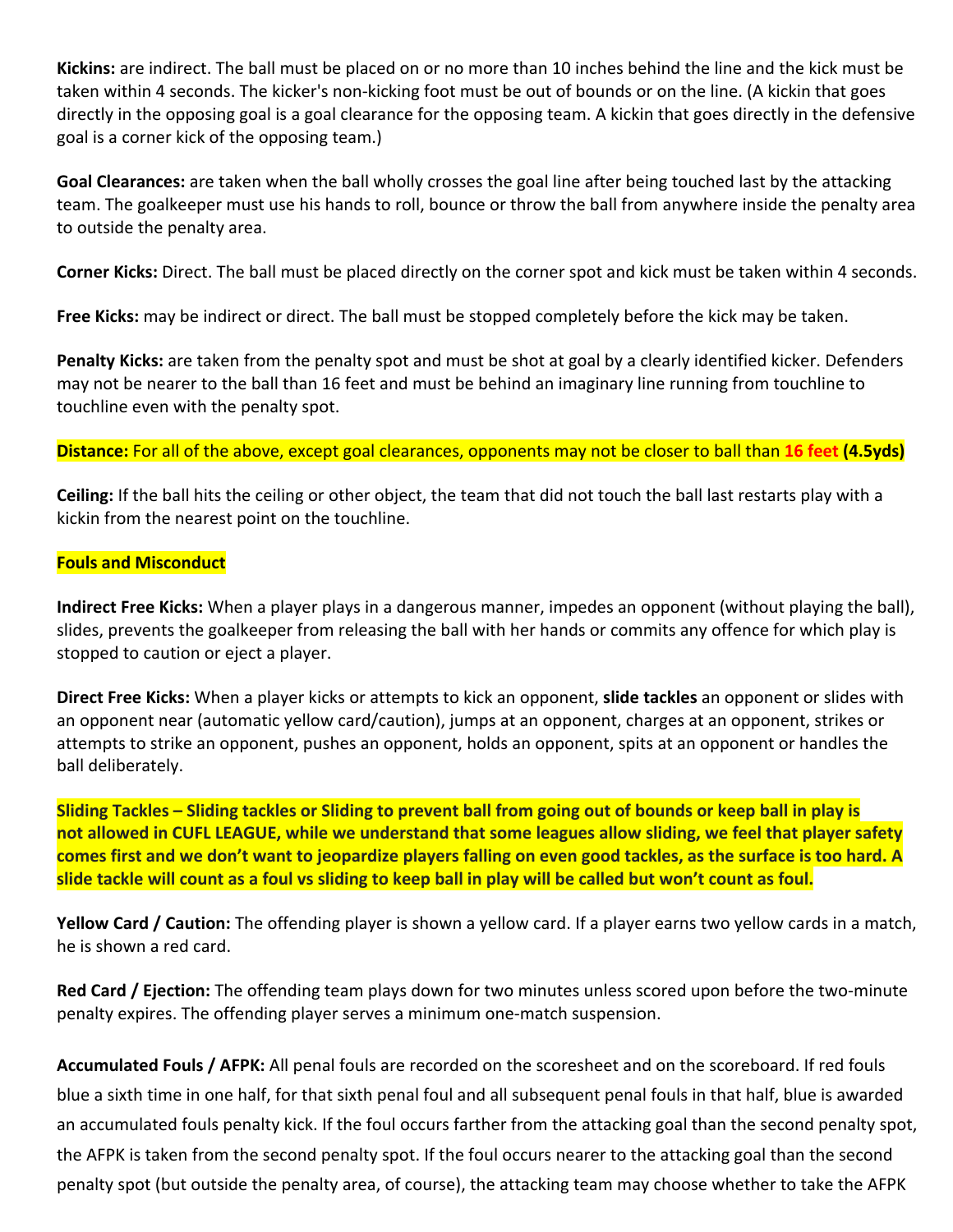**Kickins:** are indirect. The ball must be placed on or no more than 10 inches behind the line and the kick must be taken within 4 seconds. The kicker's non-kicking foot must be out of bounds or on the line. (A kickin that goes directly in the opposing goal is a goal clearance for the opposing team. A kickin that goes directly in the defensive goal is a corner kick of the opposing team.)

**Goal Clearances:** are taken when the ball wholly crosses the goal line after being touched last by the attacking team. The goalkeeper must use his hands to roll, bounce or throw the ball from anywhere inside the penalty area to outside the penalty area.

**Corner Kicks:** Direct. The ball must be placed directly on the corner spot and kick must be taken within 4 seconds.

**Free Kicks:** may be indirect or direct. The ball must be stopped completely before the kick may be taken.

**Penalty Kicks:** are taken from the penalty spot and must be shot at goal by a clearly identified kicker. Defenders may not be nearer to the ball than 16 feet and must be behind an imaginary line running from touchline to touchline even with the penalty spot.

**Distance:** For all of the above, except goal clearances, opponents may not be closer to ball than **16 feet** **(4.5yds)**

**Ceiling:** If the ball hits the ceiling or other object, the team that did not touch the ball last restarts play with a kickin from the nearest point on the touchline.

**Fouls and Misconduct**

**Indirect Free Kicks:** When a player plays in a dangerous manner, impedes an opponent (without playing the ball), slides, prevents the goalkeeper from releasing the ball with her hands or commits any offence for which play is stopped to caution or eject a player.

**Direct Free Kicks:** When a player kicks or attempts to kick an opponent, **slide tackles** an opponent or slides with an opponent near (automatic yellow card/caution), jumps at an opponent, charges at an opponent, strikes or attempts to strike an opponent, pushes an opponent, holds an opponent, spits at an opponent or handles the ball deliberately.

**Sliding Tackles – Sliding tackles or Sliding to prevent ball from going out of bounds or keep ball in play is not allowed in CUFL LEAGUE, while we understand that some leagues allow sliding, we feel that player safety comes first and we don't want to jeopardize players falling on even good tackles, as the surface is too hard. A slide tackle will count as a foul vs sliding to keep ball in play will be called but won't count as foul.**

**Yellow Card / Caution:** The offending player is shown a yellow card. If a player earns two yellow cards in a match, he is shown a red card.

**Red Card / Ejection:** The offending team plays down for two minutes unless scored upon before the two-minute penalty expires. The offending player serves a minimum one-match suspension.

**Accumulated Fouls / AFPK:** All penal fouls are recorded on the scoresheet and on the scoreboard. If red fouls blue a sixth time in one half, for that sixth penal foul and all subsequent penal fouls in that half, blue is awarded an accumulated fouls penalty kick. If the foul occurs farther from the attacking goal than the second penalty spot, the AFPK is taken from the second penalty spot. If the foul occurs nearer to the attacking goal than the second penalty spot (but outside the penalty area, of course), the attacking team may choose whether to take the AFPK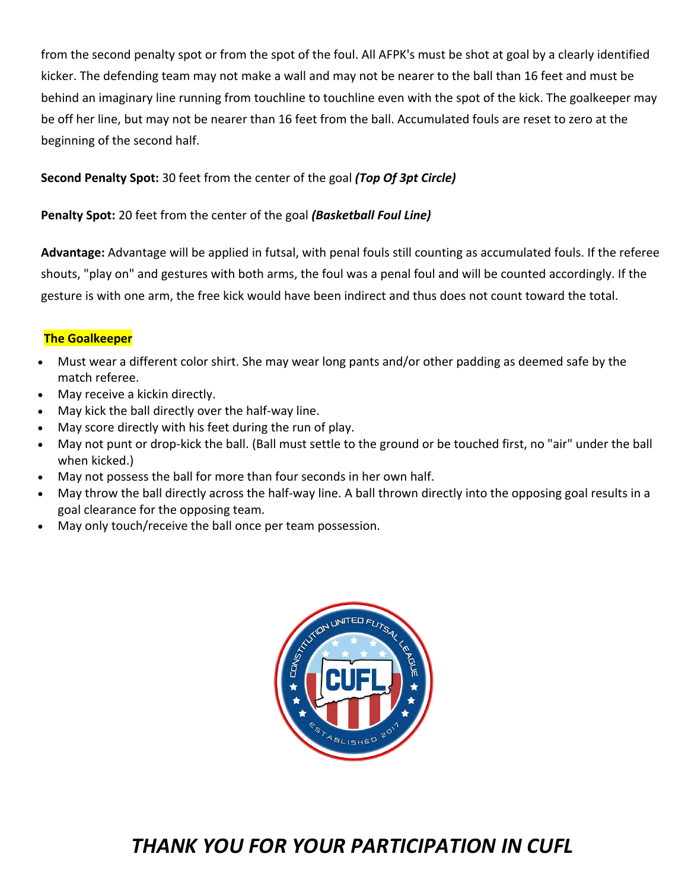from the second penalty spot or from the spot of the foul. All AFPK's must be shot at goal by a clearly identified kicker. The defending team may not make a wall and may not be nearer to the ball than 16 feet and must be behind an imaginary line running from touchline to touchline even with the spot of the kick. The goalkeeper may be off her line, but may not be nearer than 16 feet from the ball. Accumulated fouls are reset to zero at the beginning of the second half.

**Second Penalty Spot:** 30 feet from the center of the goal ***(Top Of 3pt Circle)***

**Penalty Spot:** 20 feet from the center of the goal ***(Basketball Foul Line)***

**Advantage:** Advantage will be applied in futsal, with penal fouls still counting as accumulated fouls. If the referee shouts, "play on" and gestures with both arms, the foul was a penal foul and will be counted accordingly. If the gesture is with one arm, the free kick would have been indirect and thus does not count toward the total.

**The Goalkeeper**

- Must wear a different color shirt. She may wear long pants and/or other padding as deemed safe by the match referee.
- May receive a kickin directly.
- May kick the ball directly over the half-way line.
- May score directly with his feet during the run of play.
- May not punt or drop-kick the ball. (Ball must settle to the ground or be touched first, no "air" under the ball when kicked.)
- May not possess the ball for more than four seconds in her own half.
- May throw the ball directly across the half-way line. A ball thrown directly into the opposing goal results in a goal clearance for the opposing team.
- May only touch/receive the ball once per team possession.

## *THANK YOU FOR YOUR PARTICIPATION IN CUFL*